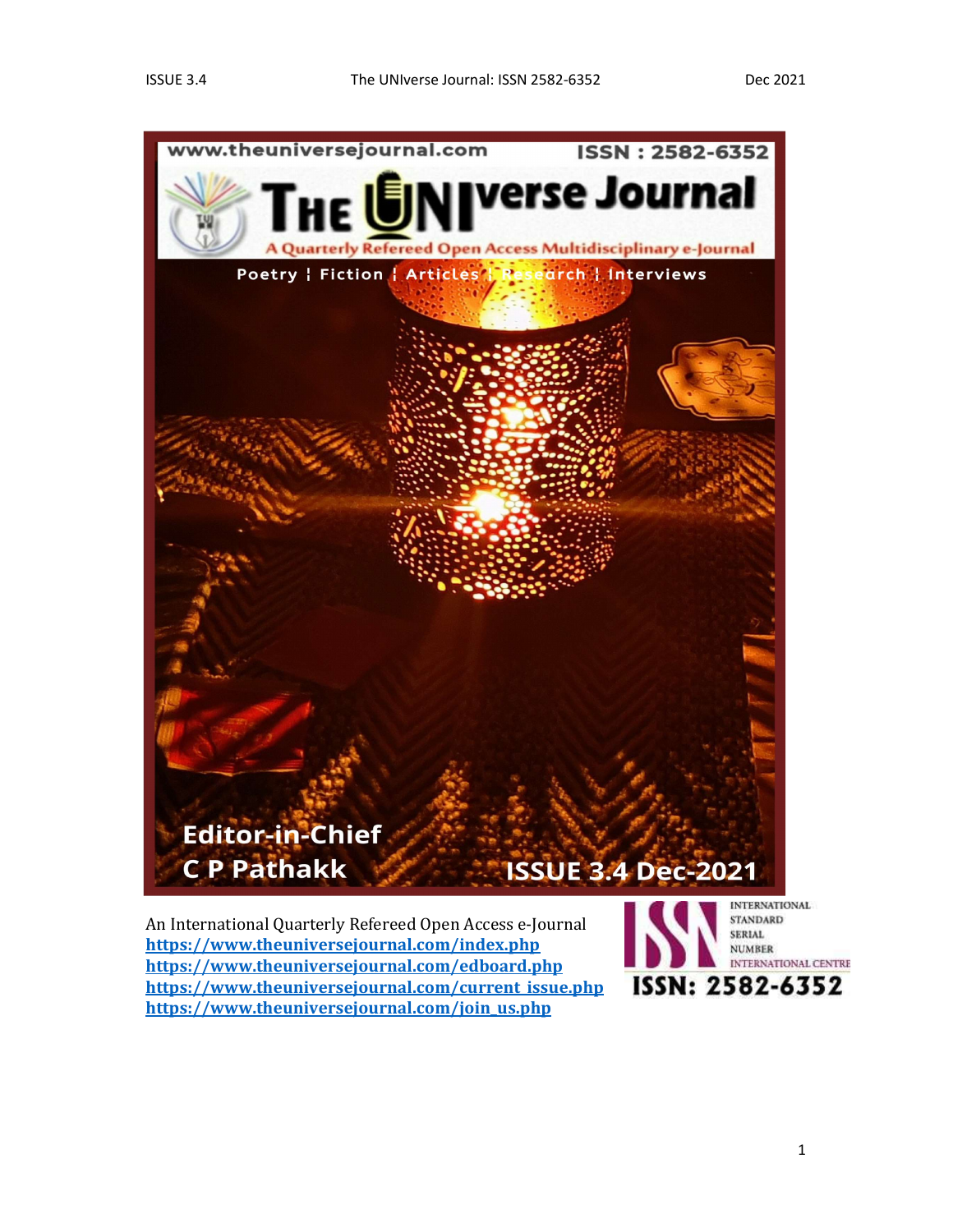www.theuniversejournal.com ISSN : 2582-6352

# The UNIverse Journal

A Quarterly Refereed Open Access Multidisciplinary e-Journal

Poetry ¦ Fiction ¦ Articles ¦ Research ¦ Interviews

Editor-in-Chief
C P Pathakk

ISSUE 3.4 Dec-2021

An International Quarterly Refereed Open Access e-Journal
https://www.theuniversejournal.com/index.php
https://www.theuniversejournal.com/edboard.php
https://www.theuniversejournal.com/current_issue.php
https://www.theuniversejournal.com/join_us.php

ISSN INTERNATIONAL STANDARD SERIAL NUMBER INTERNATIONAL CENTRE
ISSN: 2582-6352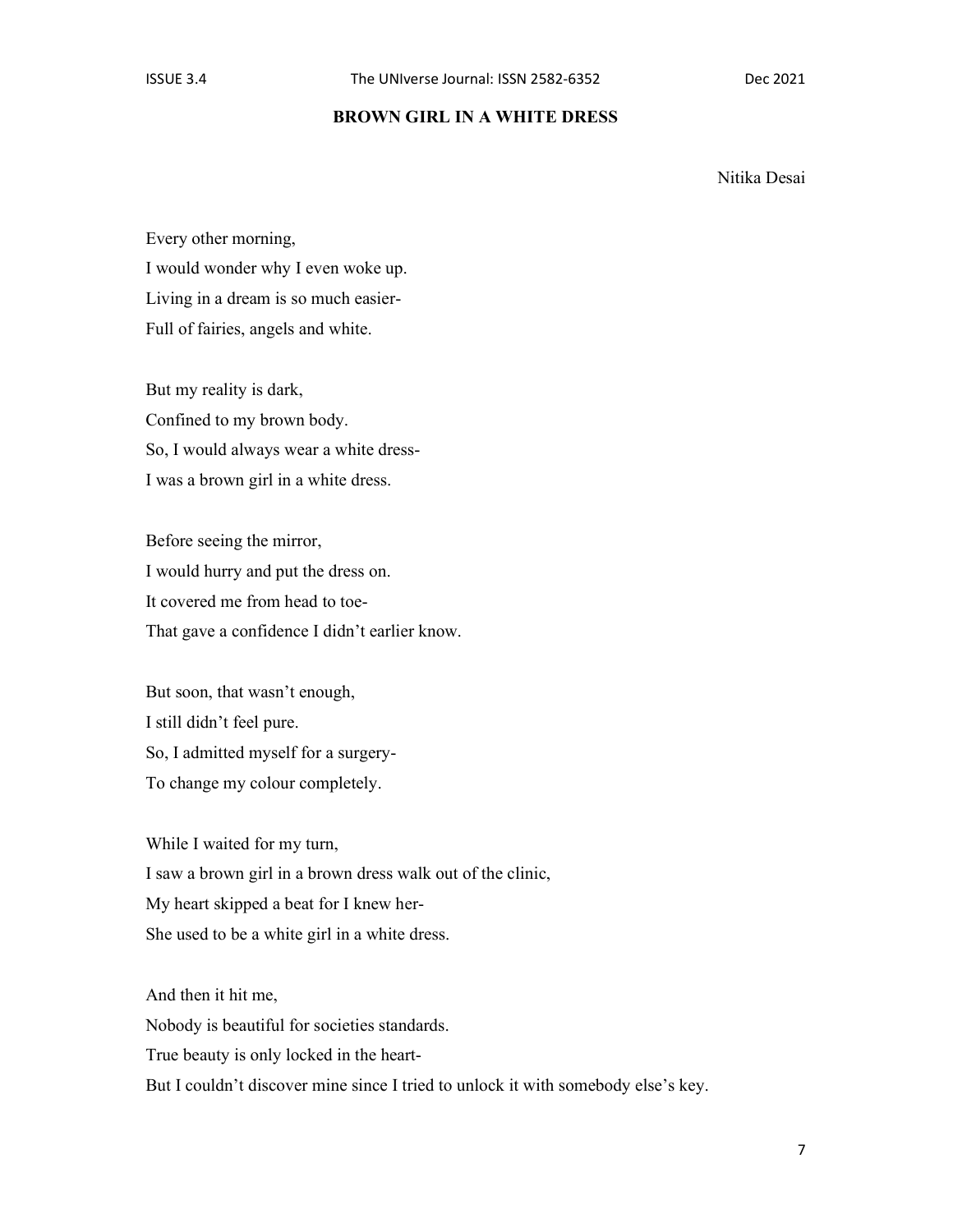## BROWN GIRL IN A WHITE DRESS

Nitika Desai

Every other morning,  
I would wonder why I even woke up.  
Living in a dream is so much easier-  
Full of fairies, angels and white.

But my reality is dark,  
Confined to my brown body.  
So, I would always wear a white dress-  
I was a brown girl in a white dress.

Before seeing the mirror,  
I would hurry and put the dress on.  
It covered me from head to toe-  
That gave a confidence I didn't earlier know.

But soon, that wasn't enough,  
I still didn't feel pure.  
So, I admitted myself for a surgery-  
To change my colour completely.

While I waited for my turn,  
I saw a brown girl in a brown dress walk out of the clinic,  
My heart skipped a beat for I knew her-  
She used to be a white girl in a white dress.

And then it hit me,  
Nobody is beautiful for societies standards.  
True beauty is only locked in the heart-  
But I couldn't discover mine since I tried to unlock it with somebody else's key.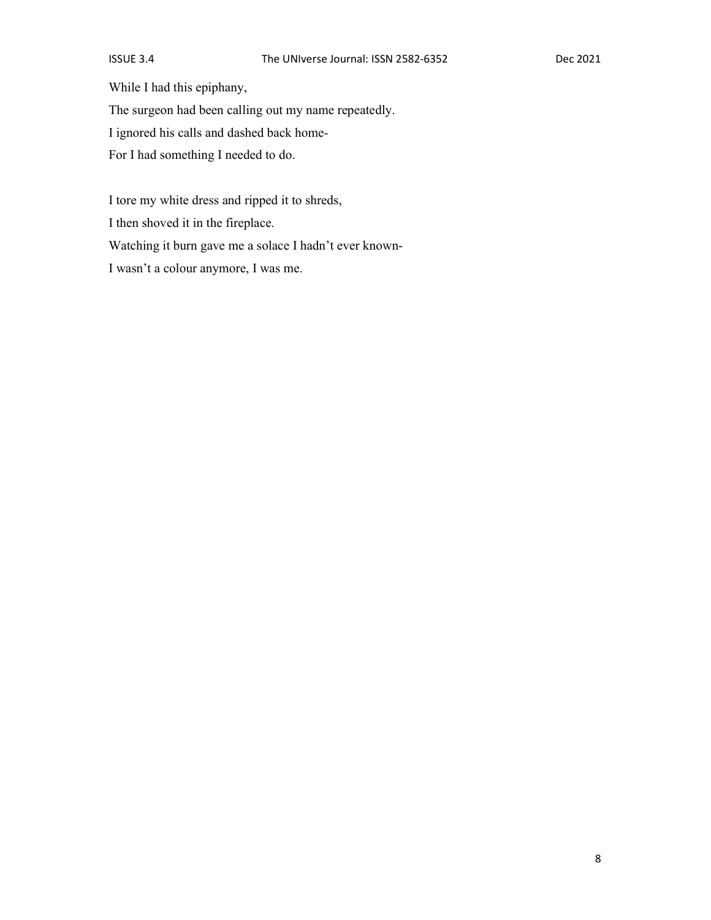While I had this epiphany,  
The surgeon had been calling out my name repeatedly.  
I ignored his calls and dashed back home-  
For I had something I needed to do.

I tore my white dress and ripped it to shreds,  
I then shoved it in the fireplace.  
Watching it burn gave me a solace I hadn't ever known-  
I wasn't a colour anymore, I was me.